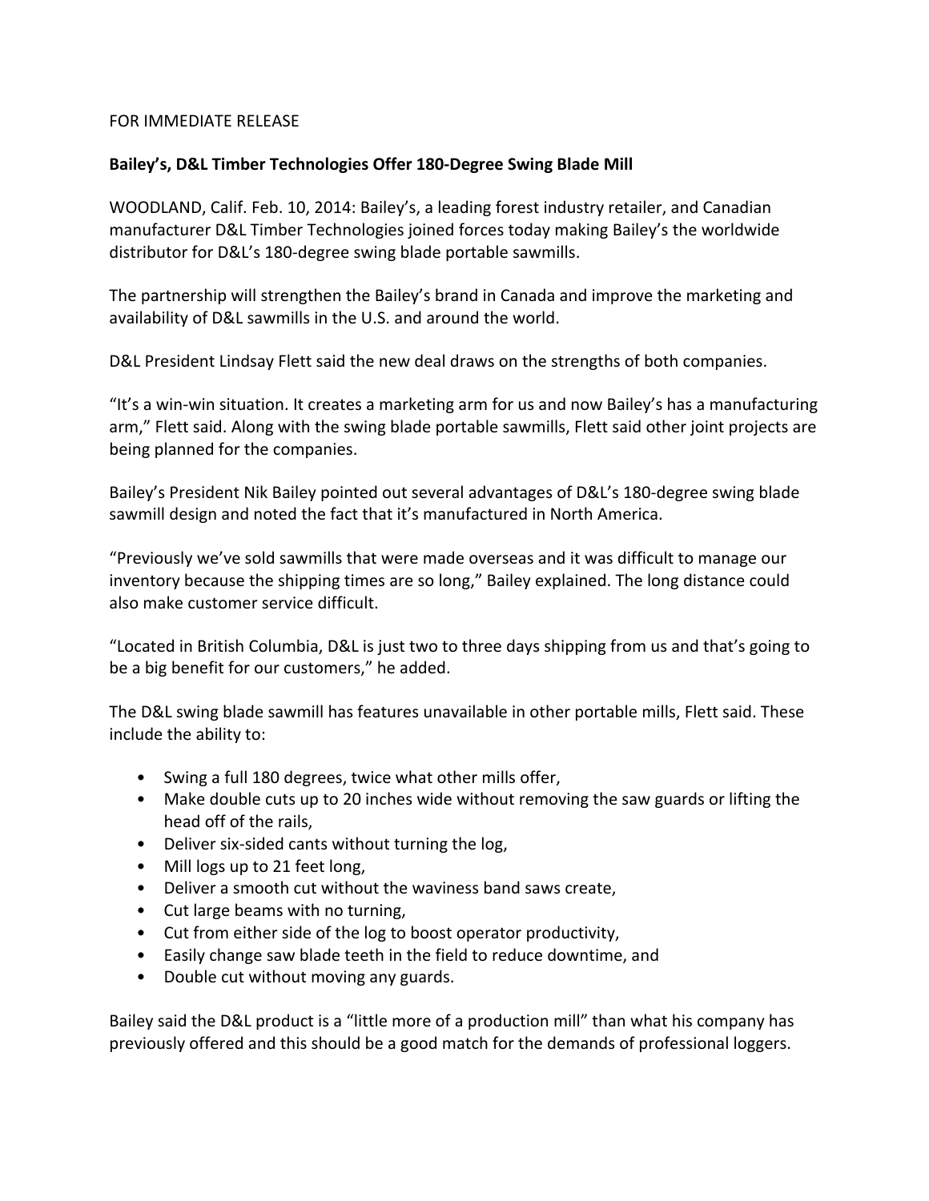FOR IMMEDIATE RELEASE

**Bailey's, D&L Timber Technologies Offer 180-Degree Swing Blade Mill**

WOODLAND, Calif. Feb. 10, 2014: Bailey's, a leading forest industry retailer, and Canadian manufacturer D&L Timber Technologies joined forces today making Bailey's the worldwide distributor for D&L's 180-degree swing blade portable sawmills.

The partnership will strengthen the Bailey's brand in Canada and improve the marketing and availability of D&L sawmills in the U.S. and around the world.

D&L President Lindsay Flett said the new deal draws on the strengths of both companies.

"It's a win-win situation. It creates a marketing arm for us and now Bailey's has a manufacturing arm," Flett said. Along with the swing blade portable sawmills, Flett said other joint projects are being planned for the companies.

Bailey's President Nik Bailey pointed out several advantages of D&L's 180-degree swing blade sawmill design and noted the fact that it's manufactured in North America.

"Previously we've sold sawmills that were made overseas and it was difficult to manage our inventory because the shipping times are so long," Bailey explained. The long distance could also make customer service difficult.

"Located in British Columbia, D&L is just two to three days shipping from us and that's going to be a big benefit for our customers," he added.

The D&L swing blade sawmill has features unavailable in other portable mills, Flett said. These include the ability to:

- Swing a full 180 degrees, twice what other mills offer,
- Make double cuts up to 20 inches wide without removing the saw guards or lifting the head off of the rails,
- Deliver six-sided cants without turning the log,
- Mill logs up to 21 feet long,
- Deliver a smooth cut without the waviness band saws create,
- Cut large beams with no turning,
- Cut from either side of the log to boost operator productivity,
- Easily change saw blade teeth in the field to reduce downtime, and
- Double cut without moving any guards.

Bailey said the D&L product is a "little more of a production mill" than what his company has previously offered and this should be a good match for the demands of professional loggers.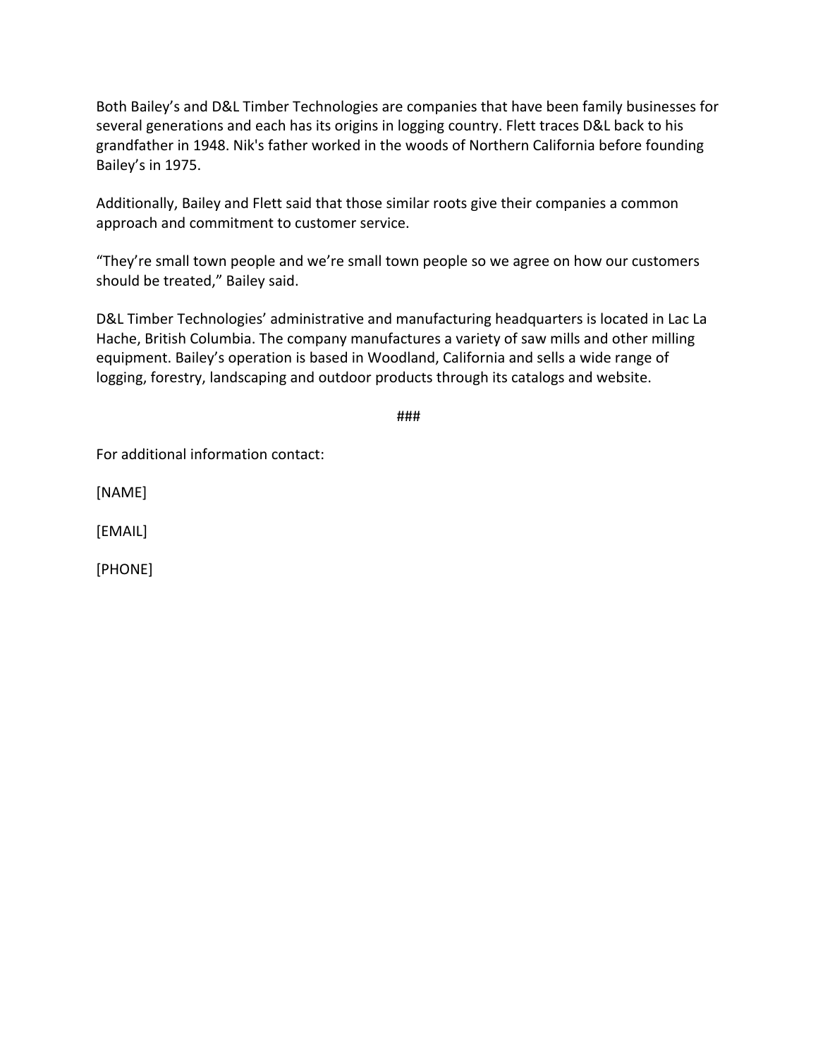Both Bailey's and D&L Timber Technologies are companies that have been family businesses for several generations and each has its origins in logging country. Flett traces D&L back to his grandfather in 1948. Nik's father worked in the woods of Northern California before founding Bailey's in 1975.

Additionally, Bailey and Flett said that those similar roots give their companies a common approach and commitment to customer service.

"They're small town people and we're small town people so we agree on how our customers should be treated," Bailey said.

D&L Timber Technologies' administrative and manufacturing headquarters is located in Lac La Hache, British Columbia. The company manufactures a variety of saw mills and other milling equipment. Bailey's operation is based in Woodland, California and sells a wide range of logging, forestry, landscaping and outdoor products through its catalogs and website.

###

For additional information contact:

[NAME]

[EMAIL]

[PHONE]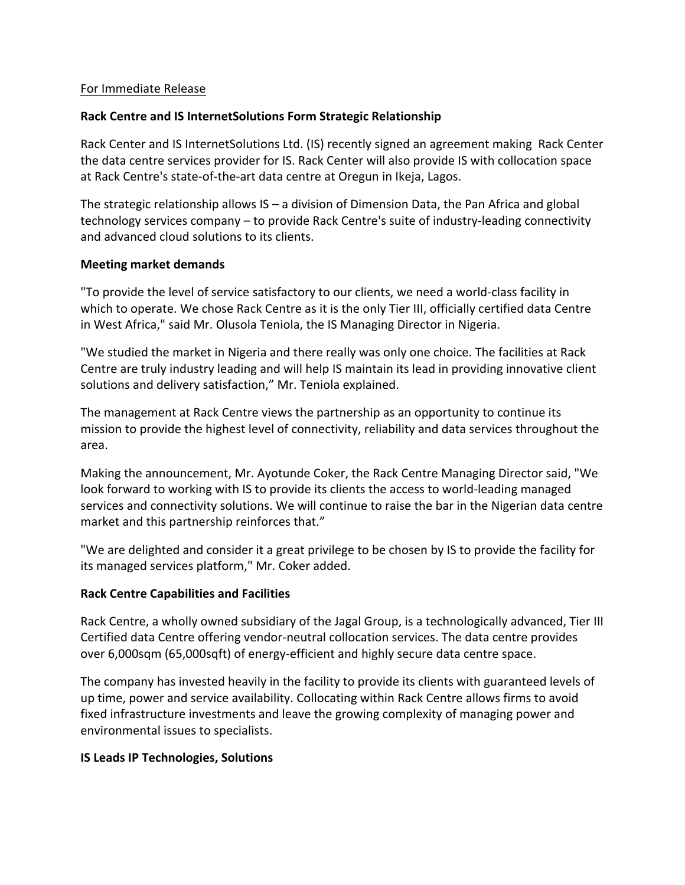For Immediate Release

**Rack Centre and IS InternetSolutions Form Strategic Relationship**

Rack Center and IS InternetSolutions Ltd. (IS) recently signed an agreement making Rack Center the data centre services provider for IS. Rack Center will also provide IS with collocation space at Rack Centre's state-of-the-art data centre at Oregun in Ikeja, Lagos.

The strategic relationship allows IS – a division of Dimension Data, the Pan Africa and global technology services company – to provide Rack Centre's suite of industry-leading connectivity and advanced cloud solutions to its clients.

**Meeting market demands**

"To provide the level of service satisfactory to our clients, we need a world-class facility in which to operate. We chose Rack Centre as it is the only Tier III, officially certified data Centre in West Africa," said Mr. Olusola Teniola, the IS Managing Director in Nigeria.

"We studied the market in Nigeria and there really was only one choice. The facilities at Rack Centre are truly industry leading and will help IS maintain its lead in providing innovative client solutions and delivery satisfaction," Mr. Teniola explained.

The management at Rack Centre views the partnership as an opportunity to continue its mission to provide the highest level of connectivity, reliability and data services throughout the area.

Making the announcement, Mr. Ayotunde Coker, the Rack Centre Managing Director said, "We look forward to working with IS to provide its clients the access to world-leading managed services and connectivity solutions. We will continue to raise the bar in the Nigerian data centre market and this partnership reinforces that."

"We are delighted and consider it a great privilege to be chosen by IS to provide the facility for its managed services platform," Mr. Coker added.

**Rack Centre Capabilities and Facilities**

Rack Centre, a wholly owned subsidiary of the Jagal Group, is a technologically advanced, Tier III Certified data Centre offering vendor-neutral collocation services. The data centre provides over 6,000sqm (65,000sqft) of energy-efficient and highly secure data centre space.

The company has invested heavily in the facility to provide its clients with guaranteed levels of up time, power and service availability. Collocating within Rack Centre allows firms to avoid fixed infrastructure investments and leave the growing complexity of managing power and environmental issues to specialists.

**IS Leads IP Technologies, Solutions**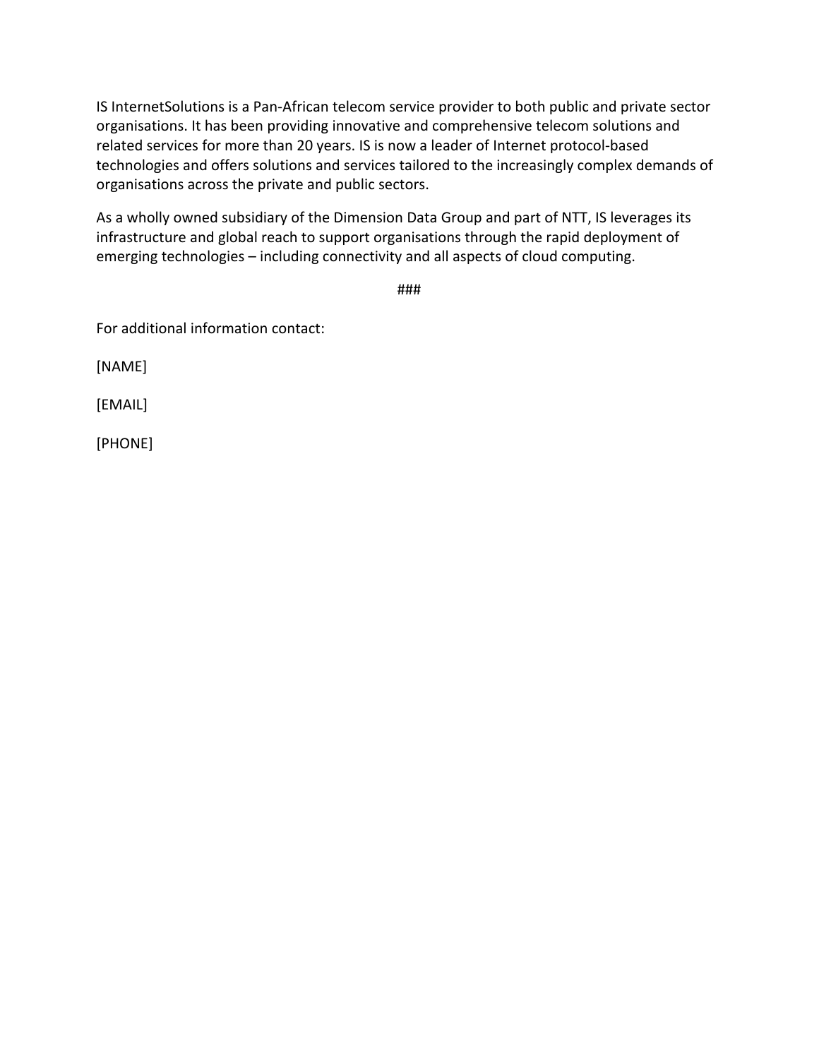IS InternetSolutions is a Pan-African telecom service provider to both public and private sector organisations. It has been providing innovative and comprehensive telecom solutions and related services for more than 20 years. IS is now a leader of Internet protocol-based technologies and offers solutions and services tailored to the increasingly complex demands of organisations across the private and public sectors.

As a wholly owned subsidiary of the Dimension Data Group and part of NTT, IS leverages its infrastructure and global reach to support organisations through the rapid deployment of emerging technologies – including connectivity and all aspects of cloud computing.

<p align="center">###</p>

For additional information contact:

[NAME]

[EMAIL]

[PHONE]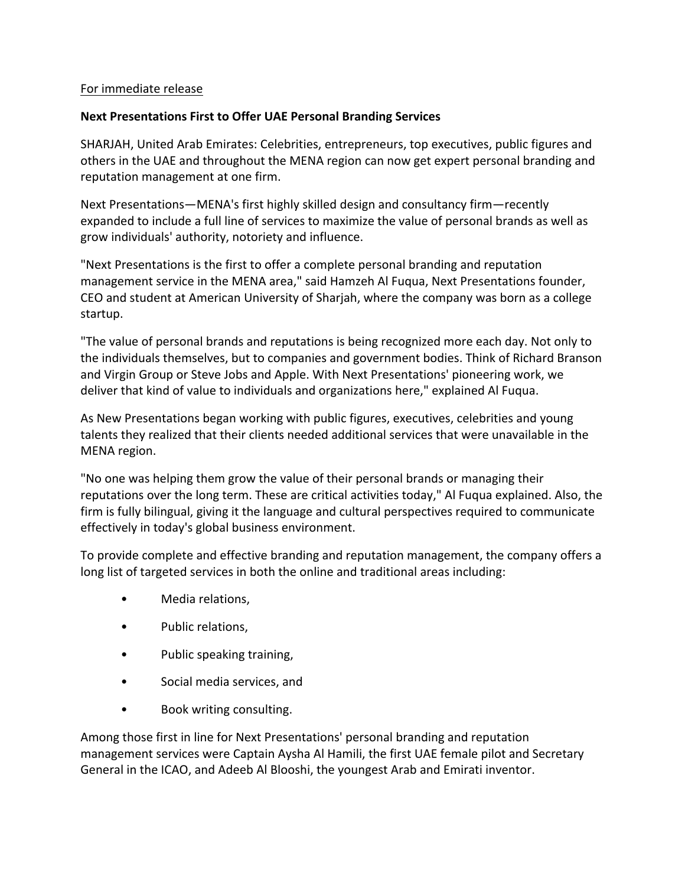For immediate release

**Next Presentations First to Offer UAE Personal Branding Services**

SHARJAH, United Arab Emirates: Celebrities, entrepreneurs, top executives, public figures and others in the UAE and throughout the MENA region can now get expert personal branding and reputation management at one firm.

Next Presentations—MENA's first highly skilled design and consultancy firm—recently expanded to include a full line of services to maximize the value of personal brands as well as grow individuals' authority, notoriety and influence.

"Next Presentations is the first to offer a complete personal branding and reputation management service in the MENA area," said Hamzeh Al Fuqua, Next Presentations founder, CEO and student at American University of Sharjah, where the company was born as a college startup.

"The value of personal brands and reputations is being recognized more each day. Not only to the individuals themselves, but to companies and government bodies. Think of Richard Branson and Virgin Group or Steve Jobs and Apple. With Next Presentations' pioneering work, we deliver that kind of value to individuals and organizations here," explained Al Fuqua.

As New Presentations began working with public figures, executives, celebrities and young talents they realized that their clients needed additional services that were unavailable in the MENA region.

"No one was helping them grow the value of their personal brands or managing their reputations over the long term. These are critical activities today," Al Fuqua explained. Also, the firm is fully bilingual, giving it the language and cultural perspectives required to communicate effectively in today's global business environment.

To provide complete and effective branding and reputation management, the company offers a long list of targeted services in both the online and traditional areas including:

- Media relations,
- Public relations,
- Public speaking training,
- Social media services, and
- Book writing consulting.

Among those first in line for Next Presentations' personal branding and reputation management services were Captain Aysha Al Hamili, the first UAE female pilot and Secretary General in the ICAO, and Adeeb Al Blooshi, the youngest Arab and Emirati inventor.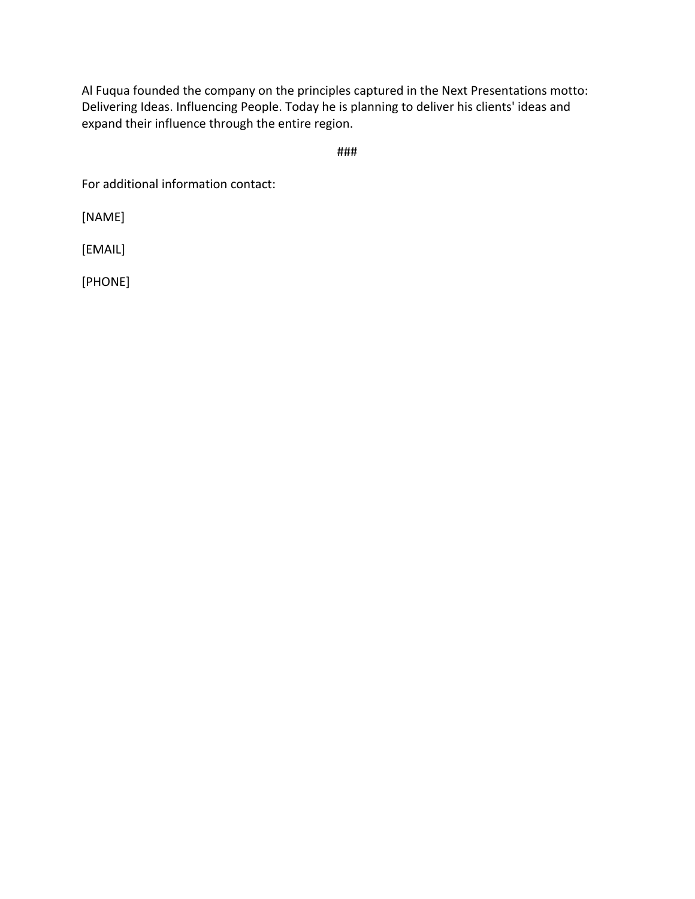Al Fuqua founded the company on the principles captured in the Next Presentations motto: Delivering Ideas. Influencing People. Today he is planning to deliver his clients' ideas and expand their influence through the entire region.

###

For additional information contact:

[NAME]

[EMAIL]

[PHONE]